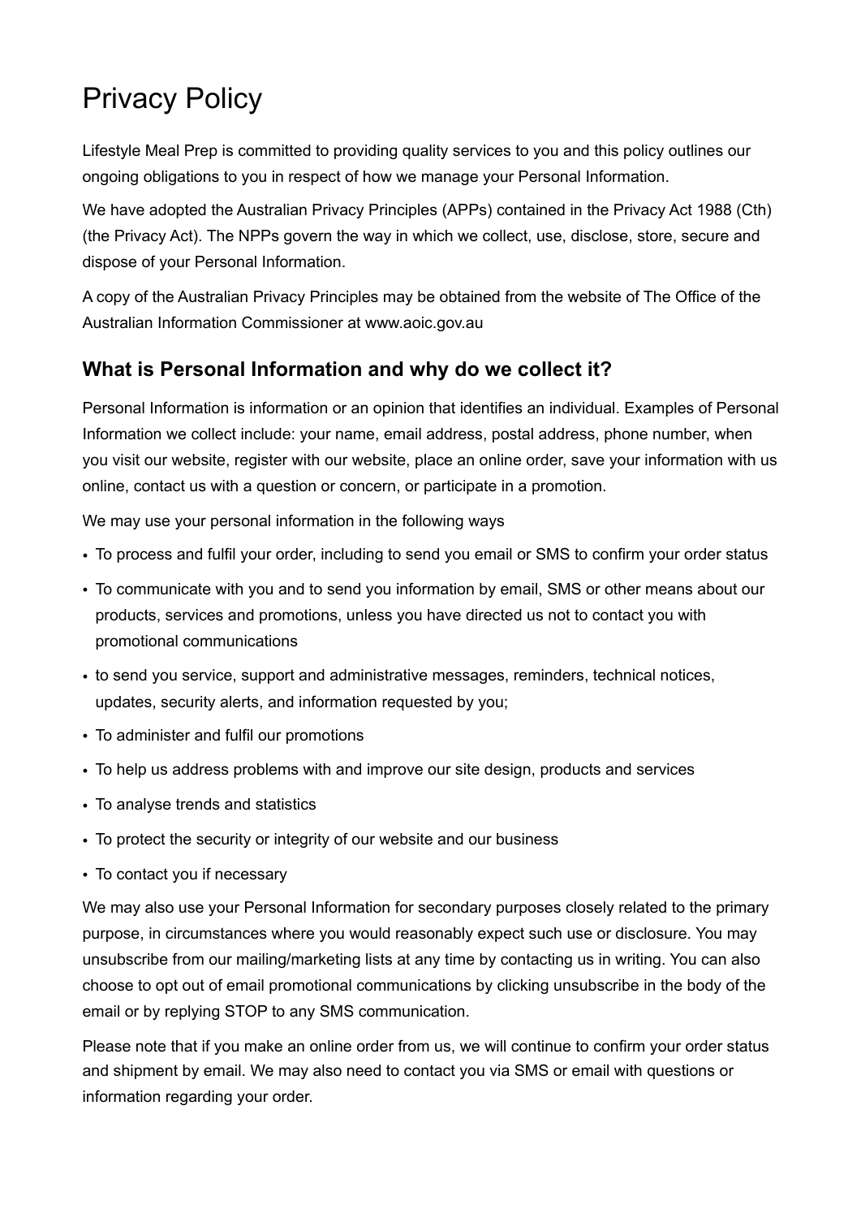# Privacy Policy

Lifestyle Meal Prep is committed to providing quality services to you and this policy outlines our ongoing obligations to you in respect of how we manage your Personal Information.

We have adopted the Australian Privacy Principles (APPs) contained in the Privacy Act 1988 (Cth) (the Privacy Act). The NPPs govern the way in which we collect, use, disclose, store, secure and dispose of your Personal Information.

A copy of the Australian Privacy Principles may be obtained from the website of The Office of the Australian Information Commissioner at www.aoic.gov.au

## What is Personal Information and why do we collect it?

Personal Information is information or an opinion that identifies an individual. Examples of Personal Information we collect include: your name, email address, postal address, phone number, when you visit our website, register with our website, place an online order, save your information with us online, contact us with a question or concern, or participate in a promotion.

We may use your personal information in the following ways

- To process and fulfil your order, including to send you email or SMS to confirm your order status
- To communicate with you and to send you information by email, SMS or other means about our products, services and promotions, unless you have directed us not to contact you with promotional communications
- to send you service, support and administrative messages, reminders, technical notices, updates, security alerts, and information requested by you;
- To administer and fulfil our promotions
- To help us address problems with and improve our site design, products and services
- To analyse trends and statistics
- To protect the security or integrity of our website and our business
- To contact you if necessary

We may also use your Personal Information for secondary purposes closely related to the primary purpose, in circumstances where you would reasonably expect such use or disclosure. You may unsubscribe from our mailing/marketing lists at any time by contacting us in writing. You can also choose to opt out of email promotional communications by clicking unsubscribe in the body of the email or by replying STOP to any SMS communication.

Please note that if you make an online order from us, we will continue to confirm your order status and shipment by email. We may also need to contact you via SMS or email with questions or information regarding your order.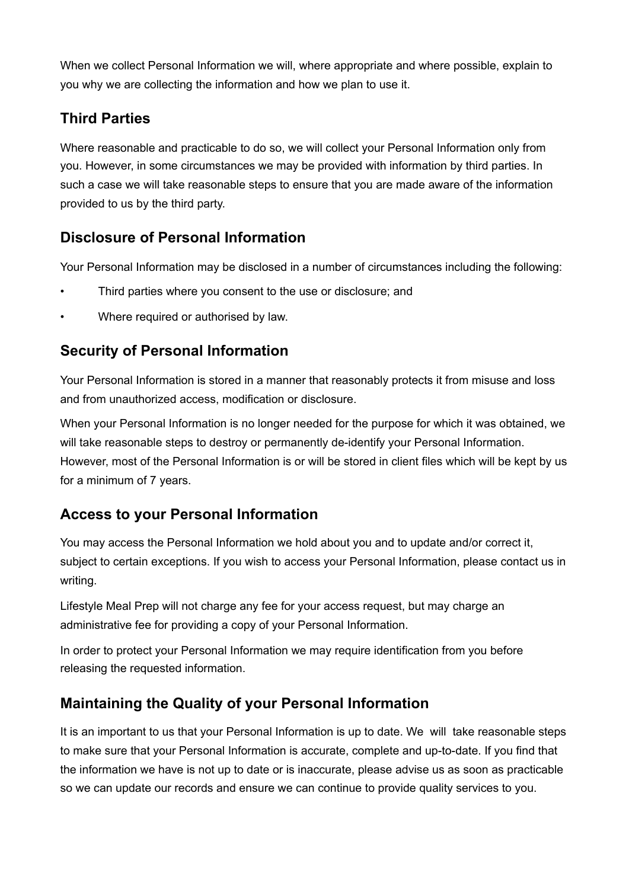When we collect Personal Information we will, where appropriate and where possible, explain to you why we are collecting the information and how we plan to use it.

## Third Parties

Where reasonable and practicable to do so, we will collect your Personal Information only from you. However, in some circumstances we may be provided with information by third parties. In such a case we will take reasonable steps to ensure that you are made aware of the information provided to us by the third party.

## Disclosure of Personal Information

Your Personal Information may be disclosed in a number of circumstances including the following:

- Third parties where you consent to the use or disclosure; and
- Where required or authorised by law.

## Security of Personal Information

Your Personal Information is stored in a manner that reasonably protects it from misuse and loss and from unauthorized access, modification or disclosure.

When your Personal Information is no longer needed for the purpose for which it was obtained, we will take reasonable steps to destroy or permanently de-identify your Personal Information. However, most of the Personal Information is or will be stored in client files which will be kept by us for a minimum of 7 years.

## Access to your Personal Information

You may access the Personal Information we hold about you and to update and/or correct it, subject to certain exceptions. If you wish to access your Personal Information, please contact us in writing.

Lifestyle Meal Prep will not charge any fee for your access request, but may charge an administrative fee for providing a copy of your Personal Information.

In order to protect your Personal Information we may require identification from you before releasing the requested information.

## Maintaining the Quality of your Personal Information

It is an important to us that your Personal Information is up to date. We will take reasonable steps to make sure that your Personal Information is accurate, complete and up-to-date. If you find that the information we have is not up to date or is inaccurate, please advise us as soon as practicable so we can update our records and ensure we can continue to provide quality services to you.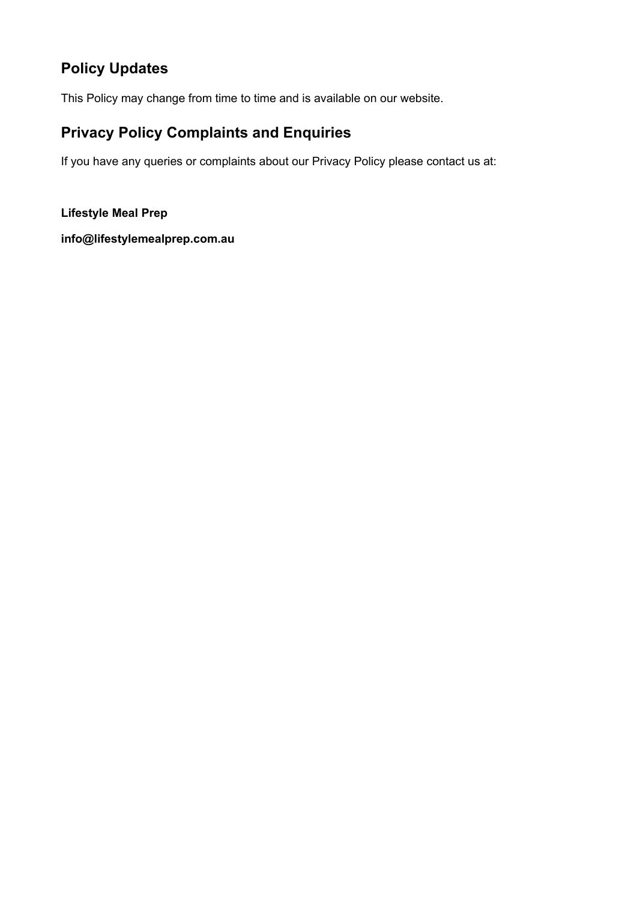## Policy Updates

This Policy may change from time to time and is available on our website.

## Privacy Policy Complaints and Enquiries

If you have any queries or complaints about our Privacy Policy please contact us at:

**Lifestyle Meal Prep**

**info@lifestylemealprep.com.au**